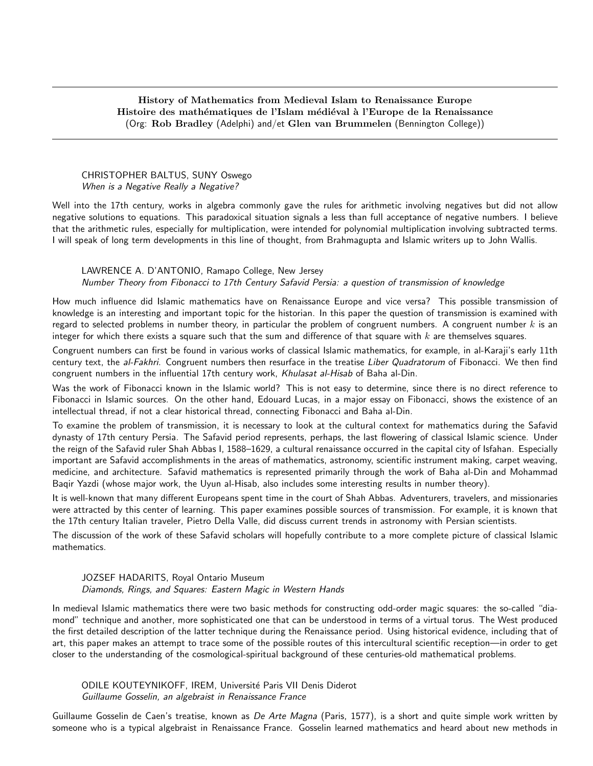## History of Mathematics from Medieval Islam to Renaissance Europe
## Histoire des mathématiques de l'Islam médiéval à l'Europe de la Renaissance

(Org: **Rob Bradley** (Adelphi) and/et **Glen van Brummelen** (Bennington College))

---

CHRISTOPHER BALTUS, SUNY Oswego
*When is a Negative Really a Negative?*

Well into the 17th century, works in algebra commonly gave the rules for arithmetic involving negatives but did not allow negative solutions to equations. This paradoxical situation signals a less than full acceptance of negative numbers. I believe that the arithmetic rules, especially for multiplication, were intended for polynomial multiplication involving subtracted terms. I will speak of long term developments in this line of thought, from Brahmagupta and Islamic writers up to John Wallis.

LAWRENCE A. D'ANTONIO, Ramapo College, New Jersey
*Number Theory from Fibonacci to 17th Century Safavid Persia: a question of transmission of knowledge*

How much influence did Islamic mathematics have on Renaissance Europe and vice versa? This possible transmission of knowledge is an interesting and important topic for the historian. In this paper the question of transmission is examined with regard to selected problems in number theory, in particular the problem of congruent numbers. A congruent number $k$ is an integer for which there exists a square such that the sum and difference of that square with $k$ are themselves squares.

Congruent numbers can first be found in various works of classical Islamic mathematics, for example, in al-Karaji's early 11th century text, the *al-Fakhri*. Congruent numbers then resurface in the treatise *Liber Quadratorum* of Fibonacci. We then find congruent numbers in the influential 17th century work, *Khulasat al-Hisab* of Baha al-Din.

Was the work of Fibonacci known in the Islamic world? This is not easy to determine, since there is no direct reference to Fibonacci in Islamic sources. On the other hand, Edouard Lucas, in a major essay on Fibonacci, shows the existence of an intellectual thread, if not a clear historical thread, connecting Fibonacci and Baha al-Din.

To examine the problem of transmission, it is necessary to look at the cultural context for mathematics during the Safavid dynasty of 17th century Persia. The Safavid period represents, perhaps, the last flowering of classical Islamic science. Under the reign of the Safavid ruler Shah Abbas I, 1588–1629, a cultural renaissance occurred in the capital city of Isfahan. Especially important are Safavid accomplishments in the areas of mathematics, astronomy, scientific instrument making, carpet weaving, medicine, and architecture. Safavid mathematics is represented primarily through the work of Baha al-Din and Mohammad Baqir Yazdi (whose major work, the Uyun al-Hisab, also includes some interesting results in number theory).

It is well-known that many different Europeans spent time in the court of Shah Abbas. Adventurers, travelers, and missionaries were attracted by this center of learning. This paper examines possible sources of transmission. For example, it is known that the 17th century Italian traveler, Pietro Della Valle, did discuss current trends in astronomy with Persian scientists.

The discussion of the work of these Safavid scholars will hopefully contribute to a more complete picture of classical Islamic mathematics.

JOZSEF HADARITS, Royal Ontario Museum
*Diamonds, Rings, and Squares: Eastern Magic in Western Hands*

In medieval Islamic mathematics there were two basic methods for constructing odd-order magic squares: the so-called "diamond" technique and another, more sophisticated one that can be understood in terms of a virtual torus. The West produced the first detailed description of the latter technique during the Renaissance period. Using historical evidence, including that of art, this paper makes an attempt to trace some of the possible routes of this intercultural scientific reception—in order to get closer to the understanding of the cosmological-spiritual background of these centuries-old mathematical problems.

ODILE KOUTEYNIKOFF, IREM, Université Paris VII Denis Diderot
*Guillaume Gosselin, an algebraist in Renaissance France*

Guillaume Gosselin de Caen's treatise, known as *De Arte Magna* (Paris, 1577), is a short and quite simple work written by someone who is a typical algebraist in Renaissance France. Gosselin learned mathematics and heard about new methods in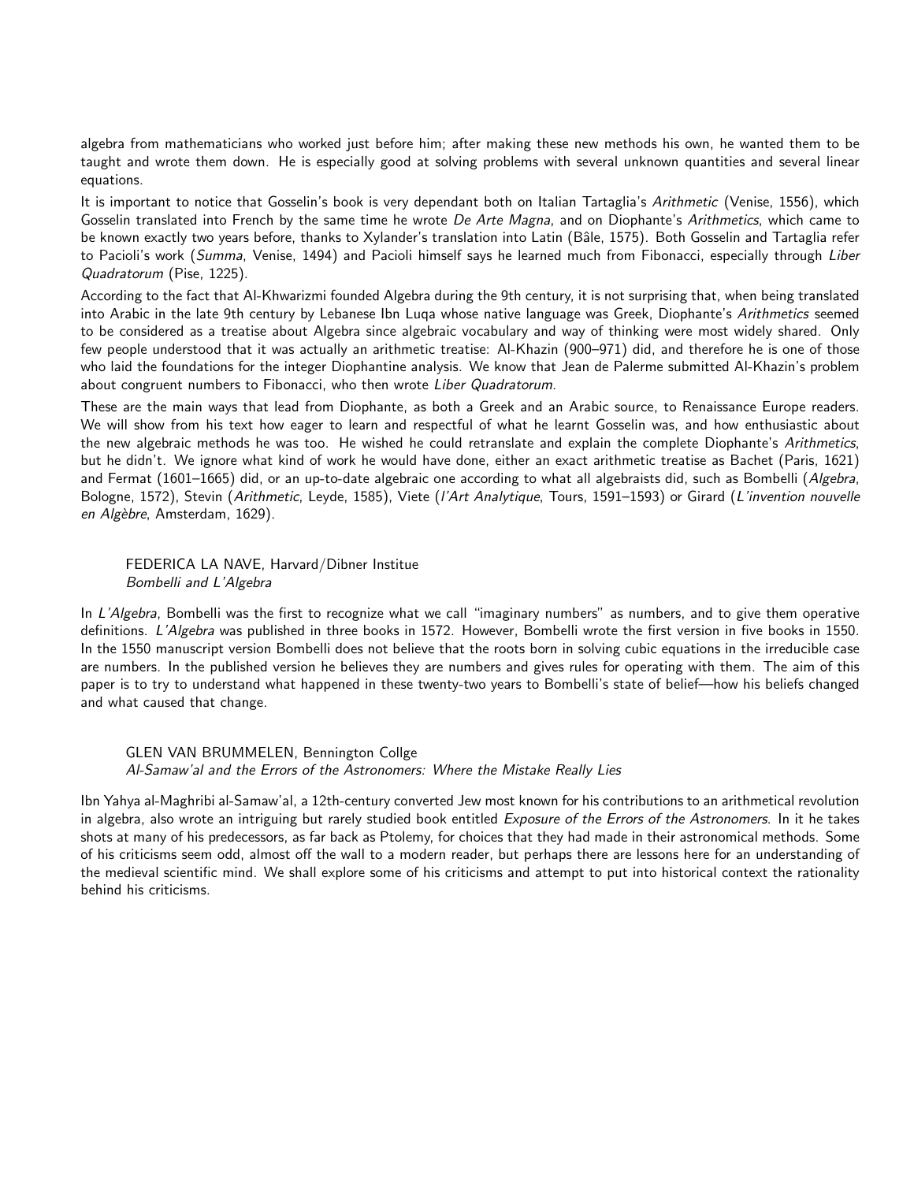algebra from mathematicians who worked just before him; after making these new methods his own, he wanted them to be taught and wrote them down. He is especially good at solving problems with several unknown quantities and several linear equations.

It is important to notice that Gosselin's book is very dependant both on Italian Tartaglia's *Arithmetic* (Venise, 1556), which Gosselin translated into French by the same time he wrote *De Arte Magna*, and on Diophante's *Arithmetics*, which came to be known exactly two years before, thanks to Xylander's translation into Latin (Bâle, 1575). Both Gosselin and Tartaglia refer to Pacioli's work (*Summa*, Venise, 1494) and Pacioli himself says he learned much from Fibonacci, especially through *Liber Quadratorum* (Pise, 1225).

According to the fact that Al-Khwarizmi founded Algebra during the 9th century, it is not surprising that, when being translated into Arabic in the late 9th century by Lebanese Ibn Luqa whose native language was Greek, Diophante's *Arithmetics* seemed to be considered as a treatise about Algebra since algebraic vocabulary and way of thinking were most widely shared. Only few people understood that it was actually an arithmetic treatise: Al-Khazin (900–971) did, and therefore he is one of those who laid the foundations for the integer Diophantine analysis. We know that Jean de Palerme submitted Al-Khazin's problem about congruent numbers to Fibonacci, who then wrote *Liber Quadratorum*.

These are the main ways that lead from Diophante, as both a Greek and an Arabic source, to Renaissance Europe readers. We will show from his text how eager to learn and respectful of what he learnt Gosselin was, and how enthusiastic about the new algebraic methods he was too. He wished he could retranslate and explain the complete Diophante's *Arithmetics*, but he didn't. We ignore what kind of work he would have done, either an exact arithmetic treatise as Bachet (Paris, 1621) and Fermat (1601–1665) did, or an up-to-date algebraic one according to what all algebraists did, such as Bombelli (*Algebra*, Bologne, 1572), Stevin (*Arithmetic*, Leyde, 1585), Viete (*l'Art Analytique*, Tours, 1591–1593) or Girard (*L'invention nouvelle en Algèbre*, Amsterdam, 1629).

FEDERICA LA NAVE, Harvard/Dibner Institue
*Bombelli and L'Algebra*

In *L'Algebra*, Bombelli was the first to recognize what we call "imaginary numbers" as numbers, and to give them operative definitions. *L'Algebra* was published in three books in 1572. However, Bombelli wrote the first version in five books in 1550. In the 1550 manuscript version Bombelli does not believe that the roots born in solving cubic equations in the irreducible case are numbers. In the published version he believes they are numbers and gives rules for operating with them. The aim of this paper is to try to understand what happened in these twenty-two years to Bombelli's state of belief—how his beliefs changed and what caused that change.

GLEN VAN BRUMMELEN, Bennington Collge
*Al-Samaw'al and the Errors of the Astronomers: Where the Mistake Really Lies*

Ibn Yahya al-Maghribi al-Samaw'al, a 12th-century converted Jew most known for his contributions to an arithmetical revolution in algebra, also wrote an intriguing but rarely studied book entitled *Exposure of the Errors of the Astronomers*. In it he takes shots at many of his predecessors, as far back as Ptolemy, for choices that they had made in their astronomical methods. Some of his criticisms seem odd, almost off the wall to a modern reader, but perhaps there are lessons here for an understanding of the medieval scientific mind. We shall explore some of his criticisms and attempt to put into historical context the rationality behind his criticisms.